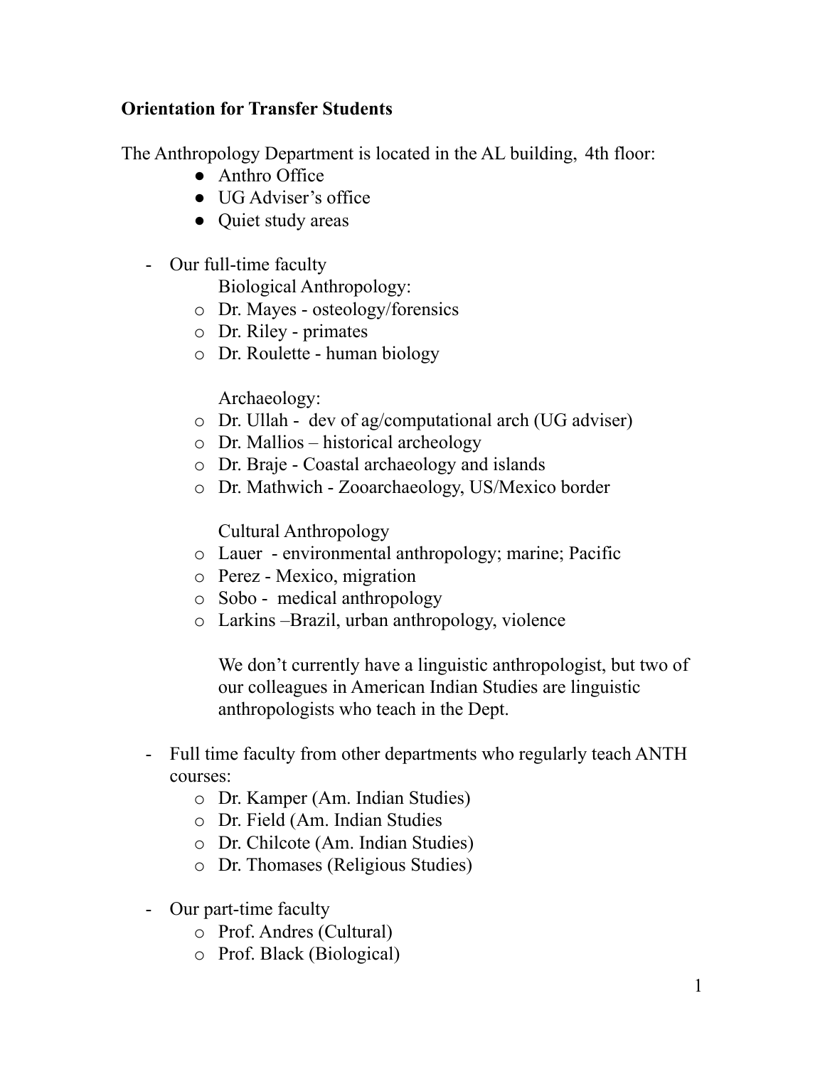**Orientation for Transfer Students**

The Anthropology Department is located in the AL building, 4th floor:

- Anthro Office
- UG Adviser's office
- Quiet study areas

- Our full-time faculty

  Biological Anthropology:
  - Dr. Mayes - osteology/forensics
  - Dr. Riley - primates
  - Dr. Roulette - human biology

  Archaeology:
  - Dr. Ullah - dev of ag/computational arch (UG adviser)
  - Dr. Mallios – historical archeology
  - Dr. Braje - Coastal archaeology and islands
  - Dr. Mathwich - Zooarchaeology, US/Mexico border

  Cultural Anthropology
  - Lauer - environmental anthropology; marine; Pacific
  - Perez - Mexico, migration
  - Sobo - medical anthropology
  - Larkins –Brazil, urban anthropology, violence

  We don't currently have a linguistic anthropologist, but two of our colleagues in American Indian Studies are linguistic anthropologists who teach in the Dept.

- Full time faculty from other departments who regularly teach ANTH courses:
  - Dr. Kamper (Am. Indian Studies)
  - Dr. Field (Am. Indian Studies
  - Dr. Chilcote (Am. Indian Studies)
  - Dr. Thomases (Religious Studies)

- Our part-time faculty
  - Prof. Andres (Cultural)
  - Prof. Black (Biological)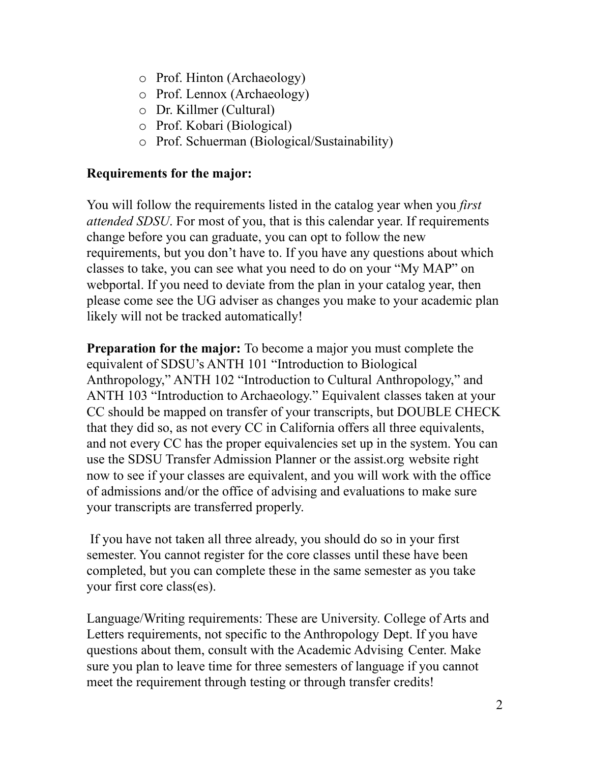- Prof. Hinton (Archaeology)
- Prof. Lennox (Archaeology)
- Dr. Killmer (Cultural)
- Prof. Kobari (Biological)
- Prof. Schuerman (Biological/Sustainability)

**Requirements for the major:**

You will follow the requirements listed in the catalog year when you *first attended SDSU*. For most of you, that is this calendar year. If requirements change before you can graduate, you can opt to follow the new requirements, but you don't have to. If you have any questions about which classes to take, you can see what you need to do on your "My MAP" on webportal. If you need to deviate from the plan in your catalog year, then please come see the UG adviser as changes you make to your academic plan likely will not be tracked automatically!

**Preparation for the major:** To become a major you must complete the equivalent of SDSU's ANTH 101 "Introduction to Biological Anthropology," ANTH 102 "Introduction to Cultural Anthropology," and ANTH 103 "Introduction to Archaeology." Equivalent classes taken at your CC should be mapped on transfer of your transcripts, but DOUBLE CHECK that they did so, as not every CC in California offers all three equivalents, and not every CC has the proper equivalencies set up in the system. You can use the SDSU Transfer Admission Planner or the assist.org website right now to see if your classes are equivalent, and you will work with the office of admissions and/or the office of advising and evaluations to make sure your transcripts are transferred properly.

If you have not taken all three already, you should do so in your first semester. You cannot register for the core classes until these have been completed, but you can complete these in the same semester as you take your first core class(es).

Language/Writing requirements: These are University. College of Arts and Letters requirements, not specific to the Anthropology Dept. If you have questions about them, consult with the Academic Advising Center. Make sure you plan to leave time for three semesters of language if you cannot meet the requirement through testing or through transfer credits!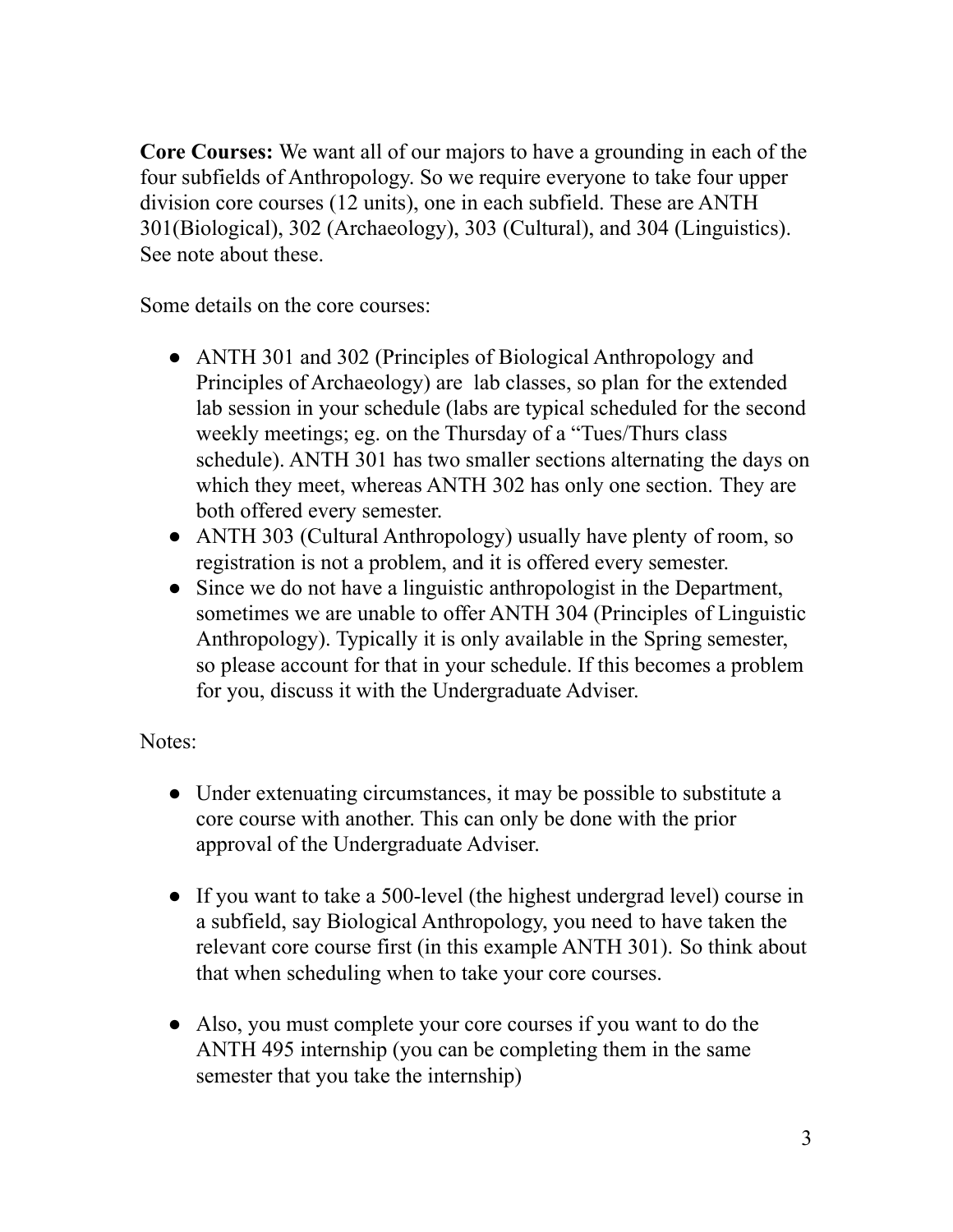**Core Courses:** We want all of our majors to have a grounding in each of the four subfields of Anthropology. So we require everyone to take four upper division core courses (12 units), one in each subfield. These are ANTH 301(Biological), 302 (Archaeology), 303 (Cultural), and 304 (Linguistics). See note about these.

Some details on the core courses:

- ANTH 301 and 302 (Principles of Biological Anthropology and Principles of Archaeology) are lab classes, so plan for the extended lab session in your schedule (labs are typical scheduled for the second weekly meetings; eg. on the Thursday of a "Tues/Thurs class schedule). ANTH 301 has two smaller sections alternating the days on which they meet, whereas ANTH 302 has only one section. They are both offered every semester.
- ANTH 303 (Cultural Anthropology) usually have plenty of room, so registration is not a problem, and it is offered every semester.
- Since we do not have a linguistic anthropologist in the Department, sometimes we are unable to offer ANTH 304 (Principles of Linguistic Anthropology). Typically it is only available in the Spring semester, so please account for that in your schedule. If this becomes a problem for you, discuss it with the Undergraduate Adviser.

Notes:

- Under extenuating circumstances, it may be possible to substitute a core course with another. This can only be done with the prior approval of the Undergraduate Adviser.

- If you want to take a 500-level (the highest undergrad level) course in a subfield, say Biological Anthropology, you need to have taken the relevant core course first (in this example ANTH 301). So think about that when scheduling when to take your core courses.

- Also, you must complete your core courses if you want to do the ANTH 495 internship (you can be completing them in the same semester that you take the internship)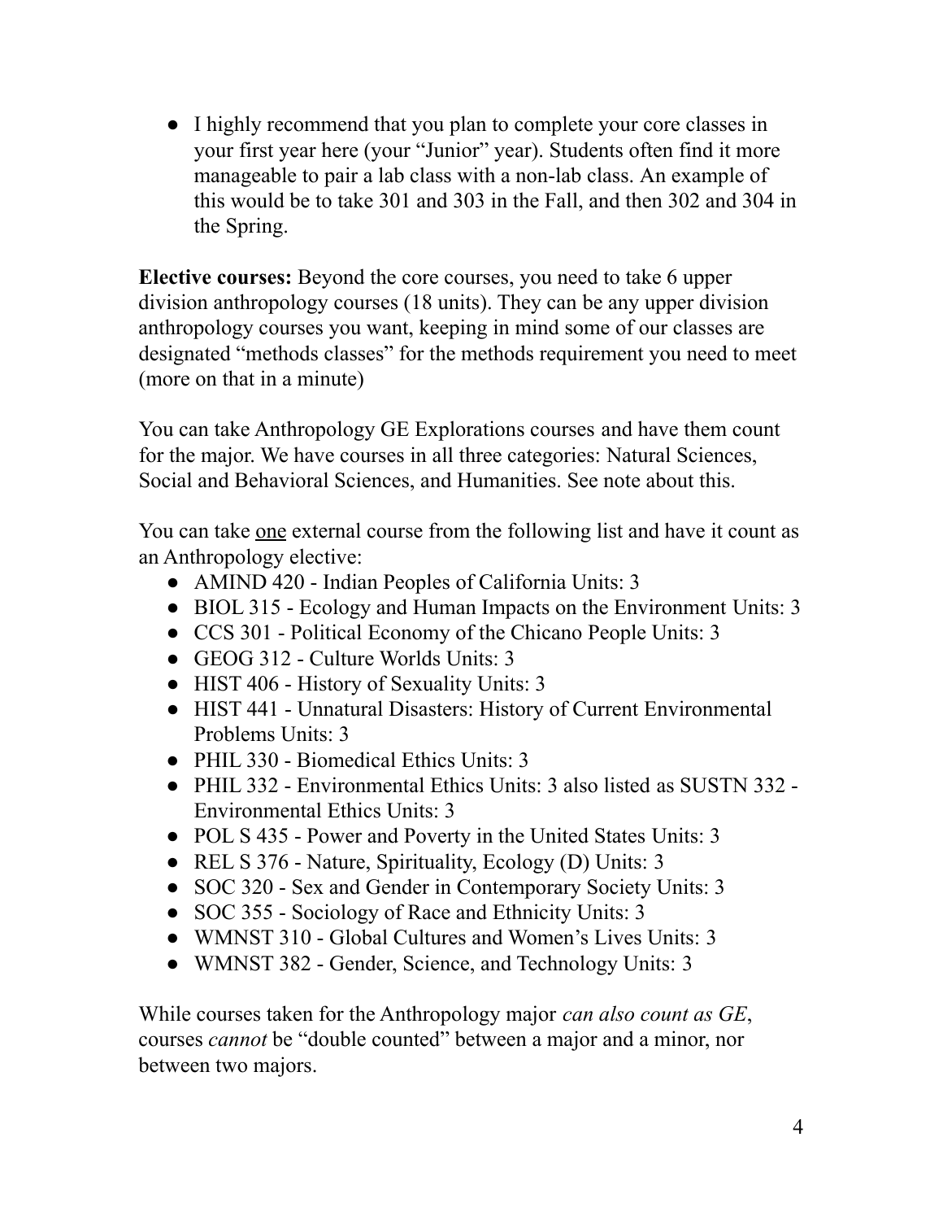- I highly recommend that you plan to complete your core classes in your first year here (your "Junior" year). Students often find it more manageable to pair a lab class with a non-lab class. An example of this would be to take 301 and 303 in the Fall, and then 302 and 304 in the Spring.

**Elective courses:** Beyond the core courses, you need to take 6 upper division anthropology courses (18 units). They can be any upper division anthropology courses you want, keeping in mind some of our classes are designated "methods classes" for the methods requirement you need to meet (more on that in a minute)

You can take Anthropology GE Explorations courses and have them count for the major. We have courses in all three categories: Natural Sciences, Social and Behavioral Sciences, and Humanities. See note about this.

You can take one external course from the following list and have it count as an Anthropology elective:

- AMIND 420 - Indian Peoples of California Units: 3
- BIOL 315 - Ecology and Human Impacts on the Environment Units: 3
- CCS 301 - Political Economy of the Chicano People Units: 3
- GEOG 312 - Culture Worlds Units: 3
- HIST 406 - History of Sexuality Units: 3
- HIST 441 - Unnatural Disasters: History of Current Environmental Problems Units: 3
- PHIL 330 - Biomedical Ethics Units: 3
- PHIL 332 - Environmental Ethics Units: 3 also listed as SUSTN 332 - Environmental Ethics Units: 3
- POL S 435 - Power and Poverty in the United States Units: 3
- REL S 376 - Nature, Spirituality, Ecology (D) Units: 3
- SOC 320 - Sex and Gender in Contemporary Society Units: 3
- SOC 355 - Sociology of Race and Ethnicity Units: 3
- WMNST 310 - Global Cultures and Women's Lives Units: 3
- WMNST 382 - Gender, Science, and Technology Units: 3

While courses taken for the Anthropology major *can also count as GE*, courses *cannot* be "double counted" between a major and a minor, nor between two majors.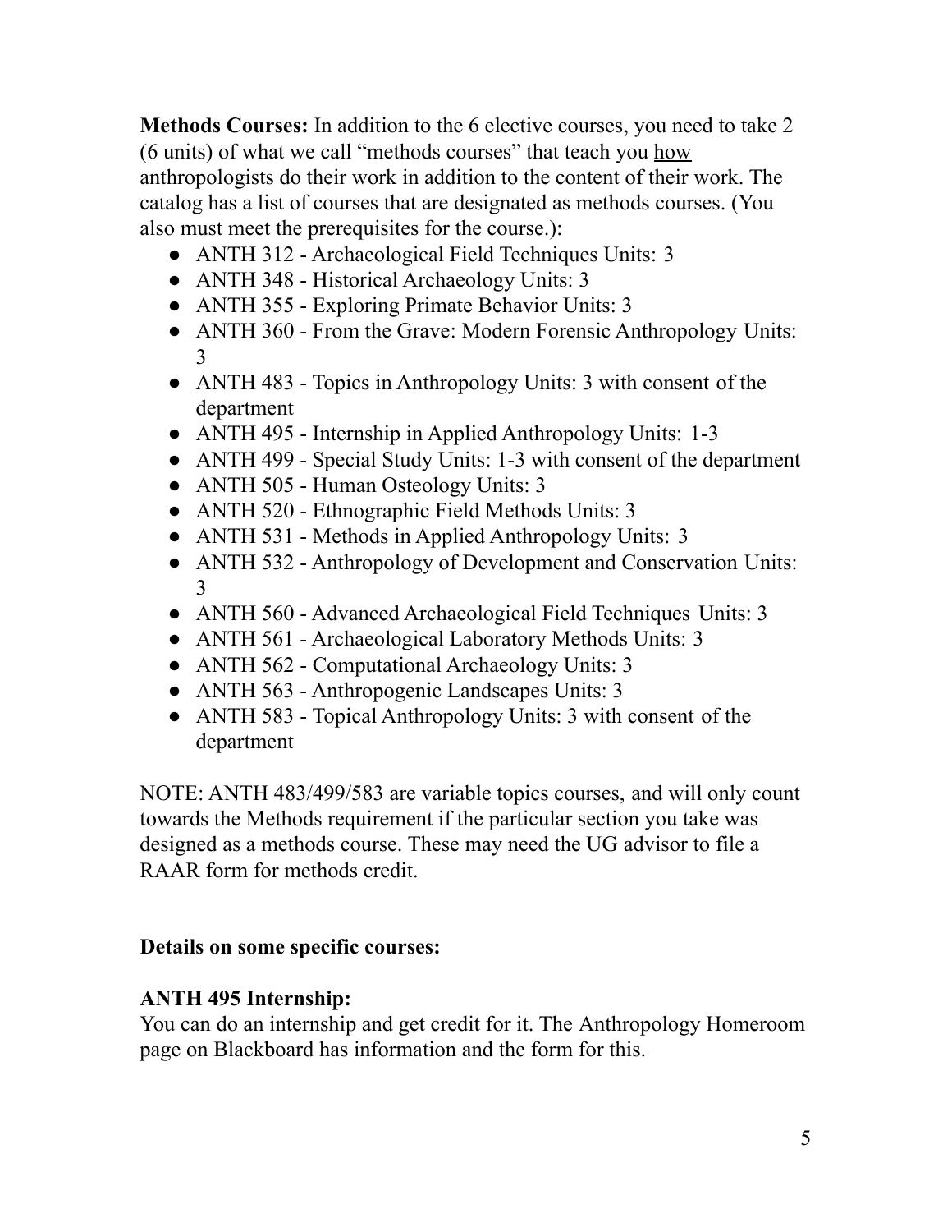**Methods Courses:** In addition to the 6 elective courses, you need to take 2 (6 units) of what we call "methods courses" that teach you <u>how</u> anthropologists do their work in addition to the content of their work. The catalog has a list of courses that are designated as methods courses. (You also must meet the prerequisites for the course.):

- ANTH 312 - Archaeological Field Techniques Units: 3
- ANTH 348 - Historical Archaeology Units: 3
- ANTH 355 - Exploring Primate Behavior Units: 3
- ANTH 360 - From the Grave: Modern Forensic Anthropology Units: 3
- ANTH 483 - Topics in Anthropology Units: 3 with consent of the department
- ANTH 495 - Internship in Applied Anthropology Units: 1-3
- ANTH 499 - Special Study Units: 1-3 with consent of the department
- ANTH 505 - Human Osteology Units: 3
- ANTH 520 - Ethnographic Field Methods Units: 3
- ANTH 531 - Methods in Applied Anthropology Units: 3
- ANTH 532 - Anthropology of Development and Conservation Units: 3
- ANTH 560 - Advanced Archaeological Field Techniques Units: 3
- ANTH 561 - Archaeological Laboratory Methods Units: 3
- ANTH 562 - Computational Archaeology Units: 3
- ANTH 563 - Anthropogenic Landscapes Units: 3
- ANTH 583 - Topical Anthropology Units: 3 with consent of the department

NOTE: ANTH 483/499/583 are variable topics courses, and will only count towards the Methods requirement if the particular section you take was designed as a methods course. These may need the UG advisor to file a RAAR form for methods credit.

**Details on some specific courses:**

**ANTH 495 Internship:**
You can do an internship and get credit for it. The Anthropology Homeroom page on Blackboard has information and the form for this.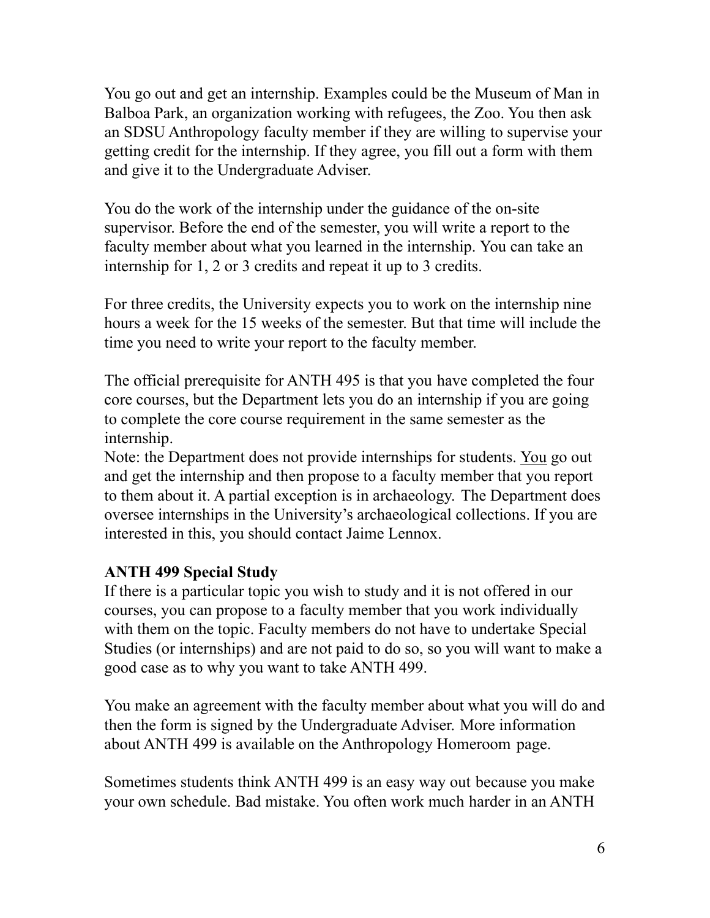You go out and get an internship. Examples could be the Museum of Man in Balboa Park, an organization working with refugees, the Zoo. You then ask an SDSU Anthropology faculty member if they are willing to supervise your getting credit for the internship. If they agree, you fill out a form with them and give it to the Undergraduate Adviser.

You do the work of the internship under the guidance of the on-site supervisor. Before the end of the semester, you will write a report to the faculty member about what you learned in the internship. You can take an internship for 1, 2 or 3 credits and repeat it up to 3 credits.

For three credits, the University expects you to work on the internship nine hours a week for the 15 weeks of the semester. But that time will include the time you need to write your report to the faculty member.

The official prerequisite for ANTH 495 is that you have completed the four core courses, but the Department lets you do an internship if you are going to complete the core course requirement in the same semester as the internship.
Note: the Department does not provide internships for students. <u>You</u> go out and get the internship and then propose to a faculty member that you report to them about it. A partial exception is in archaeology. The Department does oversee internships in the University's archaeological collections. If you are interested in this, you should contact Jaime Lennox.

**ANTH 499 Special Study**
If there is a particular topic you wish to study and it is not offered in our courses, you can propose to a faculty member that you work individually with them on the topic. Faculty members do not have to undertake Special Studies (or internships) and are not paid to do so, so you will want to make a good case as to why you want to take ANTH 499.

You make an agreement with the faculty member about what you will do and then the form is signed by the Undergraduate Adviser. More information about ANTH 499 is available on the Anthropology Homeroom page.

Sometimes students think ANTH 499 is an easy way out because you make your own schedule. Bad mistake. You often work much harder in an ANTH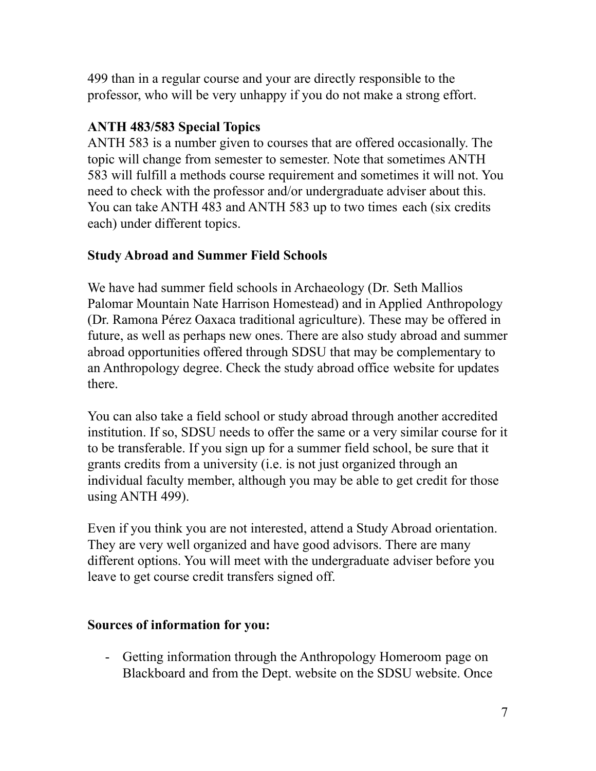499 than in a regular course and your are directly responsible to the professor, who will be very unhappy if you do not make a strong effort.

**ANTH 483/583 Special Topics**
ANTH 583 is a number given to courses that are offered occasionally. The topic will change from semester to semester. Note that sometimes ANTH 583 will fulfill a methods course requirement and sometimes it will not. You need to check with the professor and/or undergraduate adviser about this. You can take ANTH 483 and ANTH 583 up to two times each (six credits each) under different topics.

**Study Abroad and Summer Field Schools**

We have had summer field schools in Archaeology (Dr. Seth Mallios Palomar Mountain Nate Harrison Homestead) and in Applied Anthropology (Dr. Ramona Pérez Oaxaca traditional agriculture). These may be offered in future, as well as perhaps new ones. There are also study abroad and summer abroad opportunities offered through SDSU that may be complementary to an Anthropology degree. Check the study abroad office website for updates there.

You can also take a field school or study abroad through another accredited institution. If so, SDSU needs to offer the same or a very similar course for it to be transferable. If you sign up for a summer field school, be sure that it grants credits from a university (i.e. is not just organized through an individual faculty member, although you may be able to get credit for those using ANTH 499).

Even if you think you are not interested, attend a Study Abroad orientation. They are very well organized and have good advisors. There are many different options. You will meet with the undergraduate adviser before you leave to get course credit transfers signed off.

**Sources of information for you:**

- Getting information through the Anthropology Homeroom page on Blackboard and from the Dept. website on the SDSU website. Once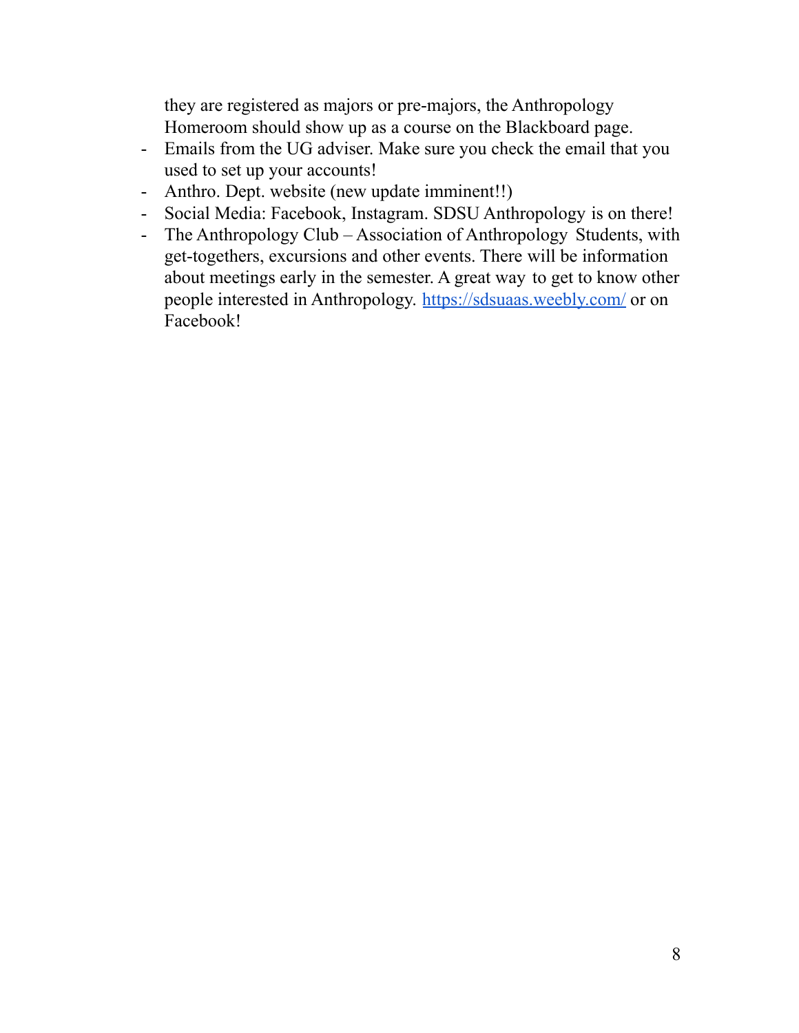they are registered as majors or pre-majors, the Anthropology Homeroom should show up as a course on the Blackboard page.

- Emails from the UG adviser. Make sure you check the email that you used to set up your accounts!
- Anthro. Dept. website (new update imminent!!)
- Social Media: Facebook, Instagram. SDSU Anthropology is on there!
- The Anthropology Club – Association of Anthropology Students, with get-togethers, excursions and other events. There will be information about meetings early in the semester. A great way to get to know other people interested in Anthropology. https://sdsuaas.weebly.com/ or on Facebook!